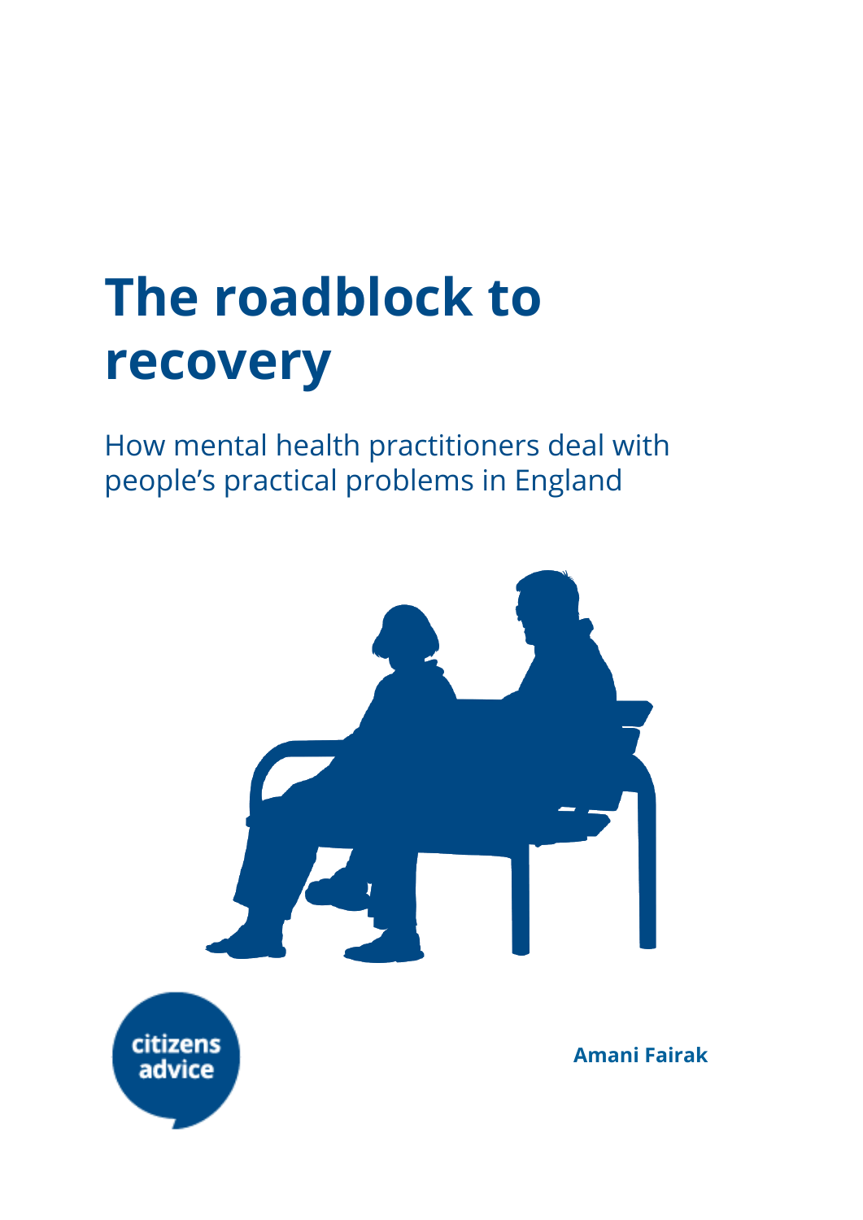# The roadblock to recovery

How mental health practitioners deal with people's practical problems in England

citizens advice

**Amani Fairak**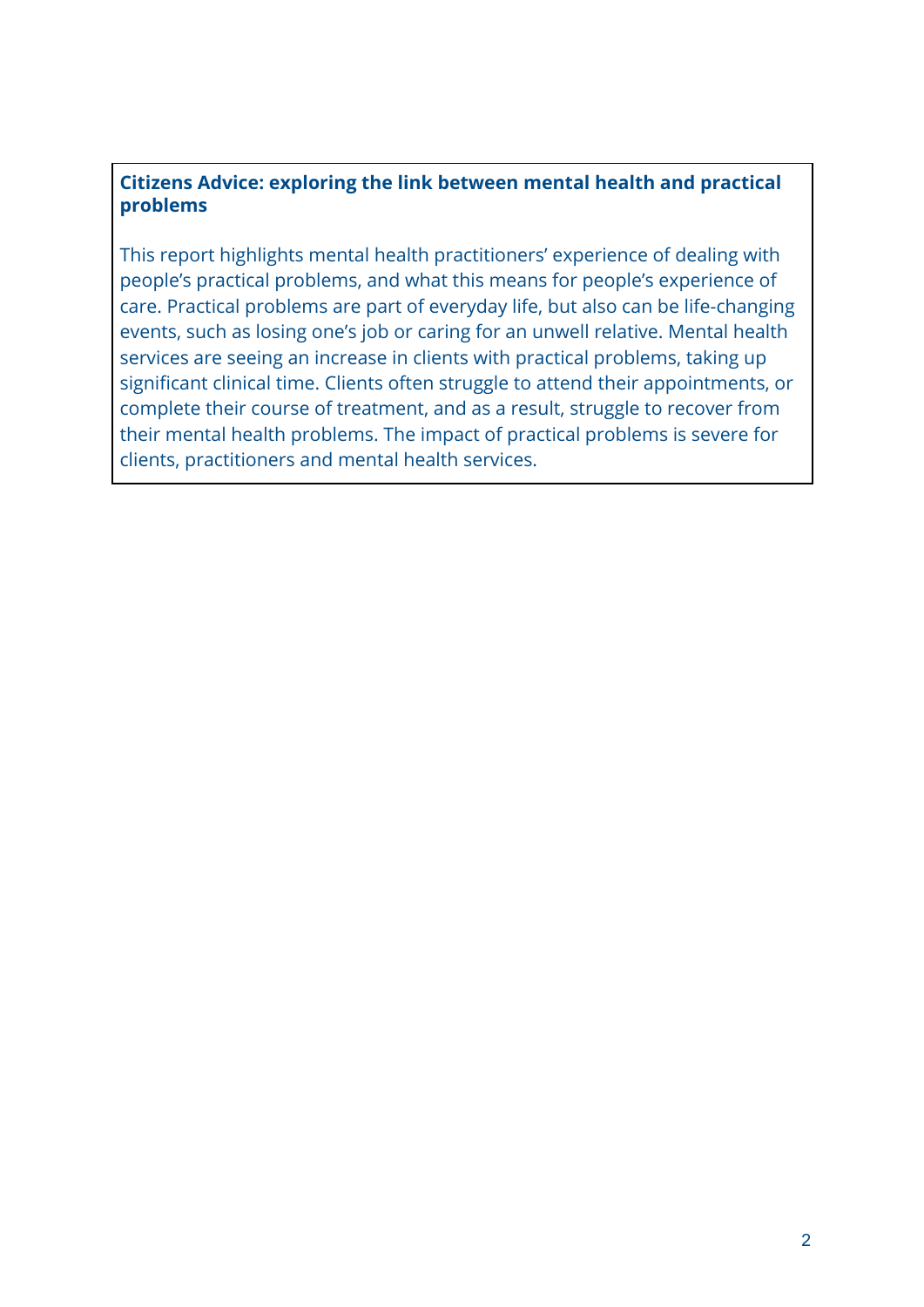**Citizens Advice: exploring the link between mental health and practical problems**

This report highlights mental health practitioners' experience of dealing with people's practical problems, and what this means for people's experience of care. Practical problems are part of everyday life, but also can be life-changing events, such as losing one's job or caring for an unwell relative. Mental health services are seeing an increase in clients with practical problems, taking up significant clinical time. Clients often struggle to attend their appointments, or complete their course of treatment, and as a result, struggle to recover from their mental health problems. The impact of practical problems is severe for clients, practitioners and mental health services.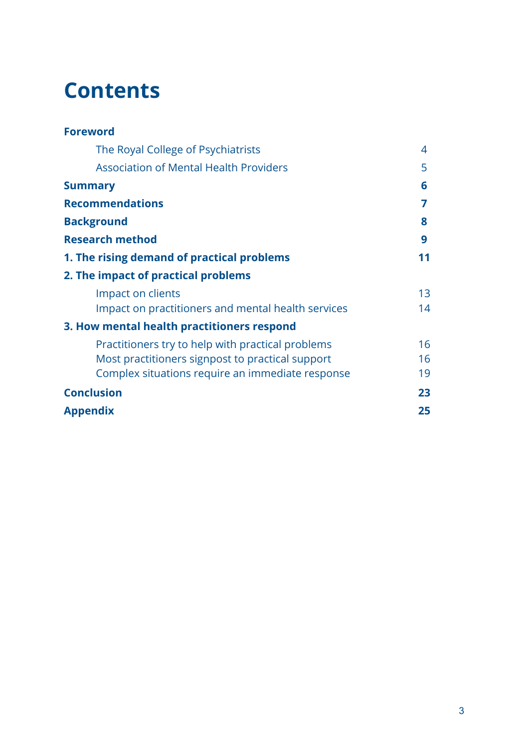# Contents

**Foreword**

- The Royal College of Psychiatrists 4
- Association of Mental Health Providers 5

**Summary 6**

**Recommendations 7**

**Background 8**

**Research method 9**

**1. The rising demand of practical problems 11**

**2. The impact of practical problems**

- Impact on clients 13
- Impact on practitioners and mental health services 14

**3. How mental health practitioners respond**

- Practitioners try to help with practical problems 16
- Most practitioners signpost to practical support 16
- Complex situations require an immediate response 19

**Conclusion 23**

**Appendix 25**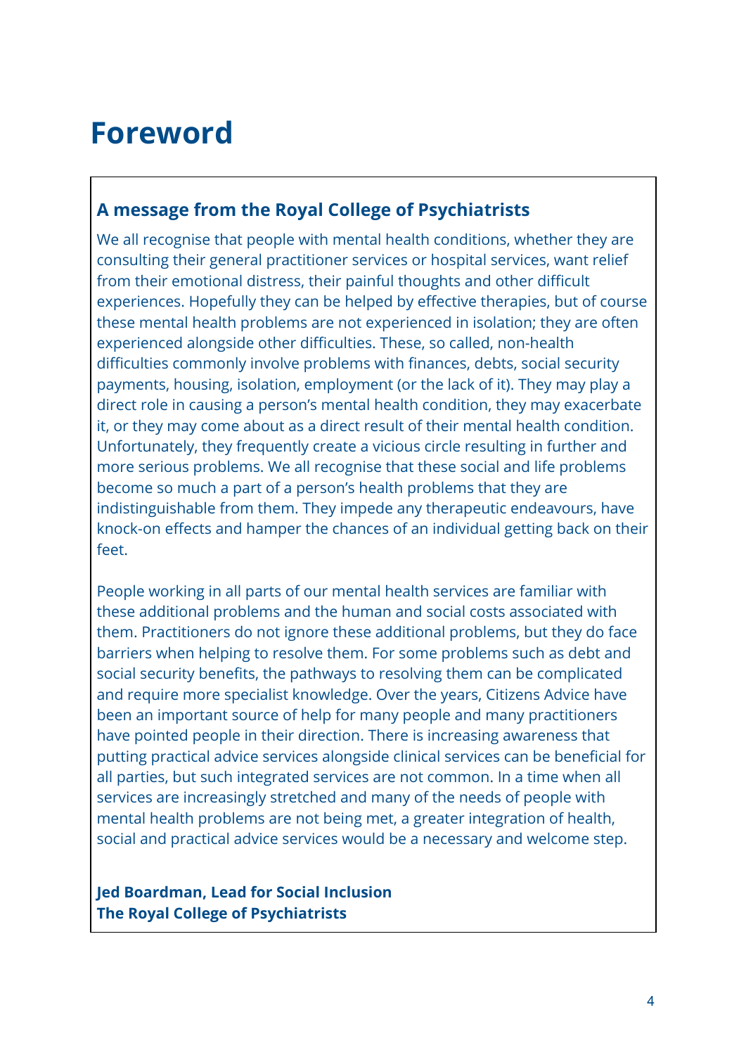# Foreword

## A message from the Royal College of Psychiatrists

We all recognise that people with mental health conditions, whether they are consulting their general practitioner services or hospital services, want relief from their emotional distress, their painful thoughts and other difficult experiences. Hopefully they can be helped by effective therapies, but of course these mental health problems are not experienced in isolation; they are often experienced alongside other difficulties. These, so called, non-health difficulties commonly involve problems with finances, debts, social security payments, housing, isolation, employment (or the lack of it). They may play a direct role in causing a person's mental health condition, they may exacerbate it, or they may come about as a direct result of their mental health condition. Unfortunately, they frequently create a vicious circle resulting in further and more serious problems. We all recognise that these social and life problems become so much a part of a person's health problems that they are indistinguishable from them. They impede any therapeutic endeavours, have knock-on effects and hamper the chances of an individual getting back on their feet.

People working in all parts of our mental health services are familiar with these additional problems and the human and social costs associated with them. Practitioners do not ignore these additional problems, but they do face barriers when helping to resolve them. For some problems such as debt and social security benefits, the pathways to resolving them can be complicated and require more specialist knowledge. Over the years, Citizens Advice have been an important source of help for many people and many practitioners have pointed people in their direction. There is increasing awareness that putting practical advice services alongside clinical services can be beneficial for all parties, but such integrated services are not common. In a time when all services are increasingly stretched and many of the needs of people with mental health problems are not being met, a greater integration of health, social and practical advice services would be a necessary and welcome step.

**Jed Boardman, Lead for Social Inclusion**
**The Royal College of Psychiatrists**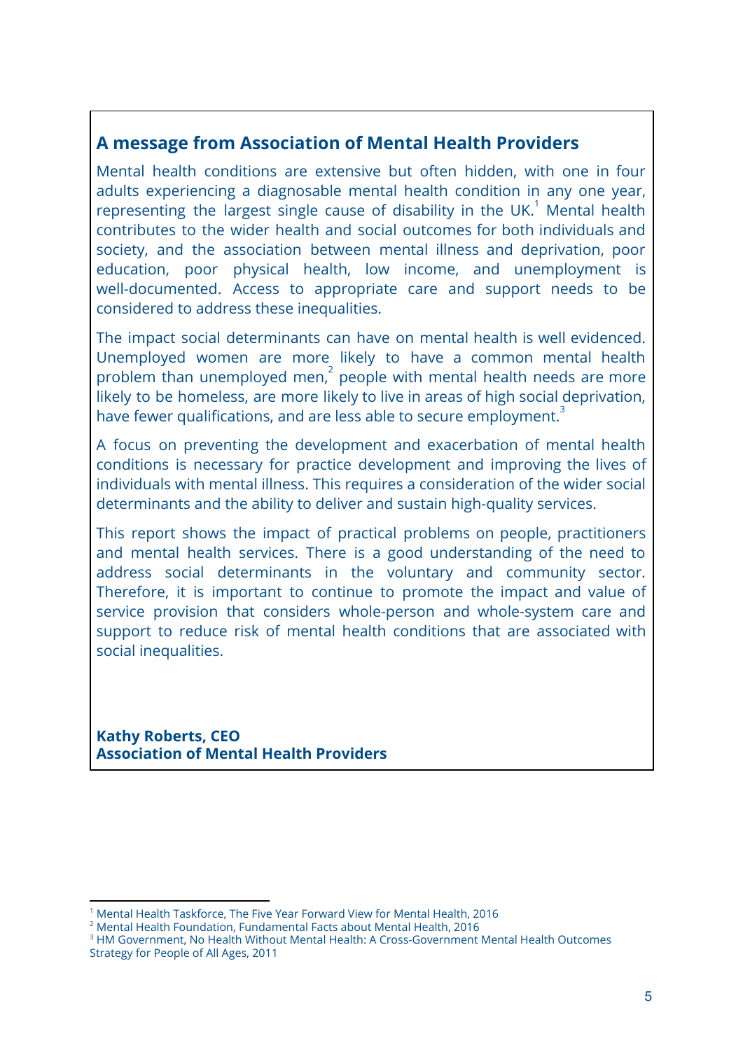## A message from Association of Mental Health Providers

Mental health conditions are extensive but often hidden, with one in four adults experiencing a diagnosable mental health condition in any one year, representing the largest single cause of disability in the UK.[1] Mental health contributes to the wider health and social outcomes for both individuals and society, and the association between mental illness and deprivation, poor education, poor physical health, low income, and unemployment is well-documented. Access to appropriate care and support needs to be considered to address these inequalities.

The impact social determinants can have on mental health is well evidenced. Unemployed women are more likely to have a common mental health problem than unemployed men,[2] people with mental health needs are more likely to be homeless, are more likely to live in areas of high social deprivation, have fewer qualifications, and are less able to secure employment.[3]

A focus on preventing the development and exacerbation of mental health conditions is necessary for practice development and improving the lives of individuals with mental illness. This requires a consideration of the wider social determinants and the ability to deliver and sustain high-quality services.

This report shows the impact of practical problems on people, practitioners and mental health services. There is a good understanding of the need to address social determinants in the voluntary and community sector. Therefore, it is important to continue to promote the impact and value of service provision that considers whole-person and whole-system care and support to reduce risk of mental health conditions that are associated with social inequalities.

**Kathy Roberts, CEO**
**Association of Mental Health Providers**

[1] Mental Health Taskforce, The Five Year Forward View for Mental Health, 2016
[2] Mental Health Foundation, Fundamental Facts about Mental Health, 2016
[3] HM Government, No Health Without Mental Health: A Cross-Government Mental Health Outcomes Strategy for People of All Ages, 2011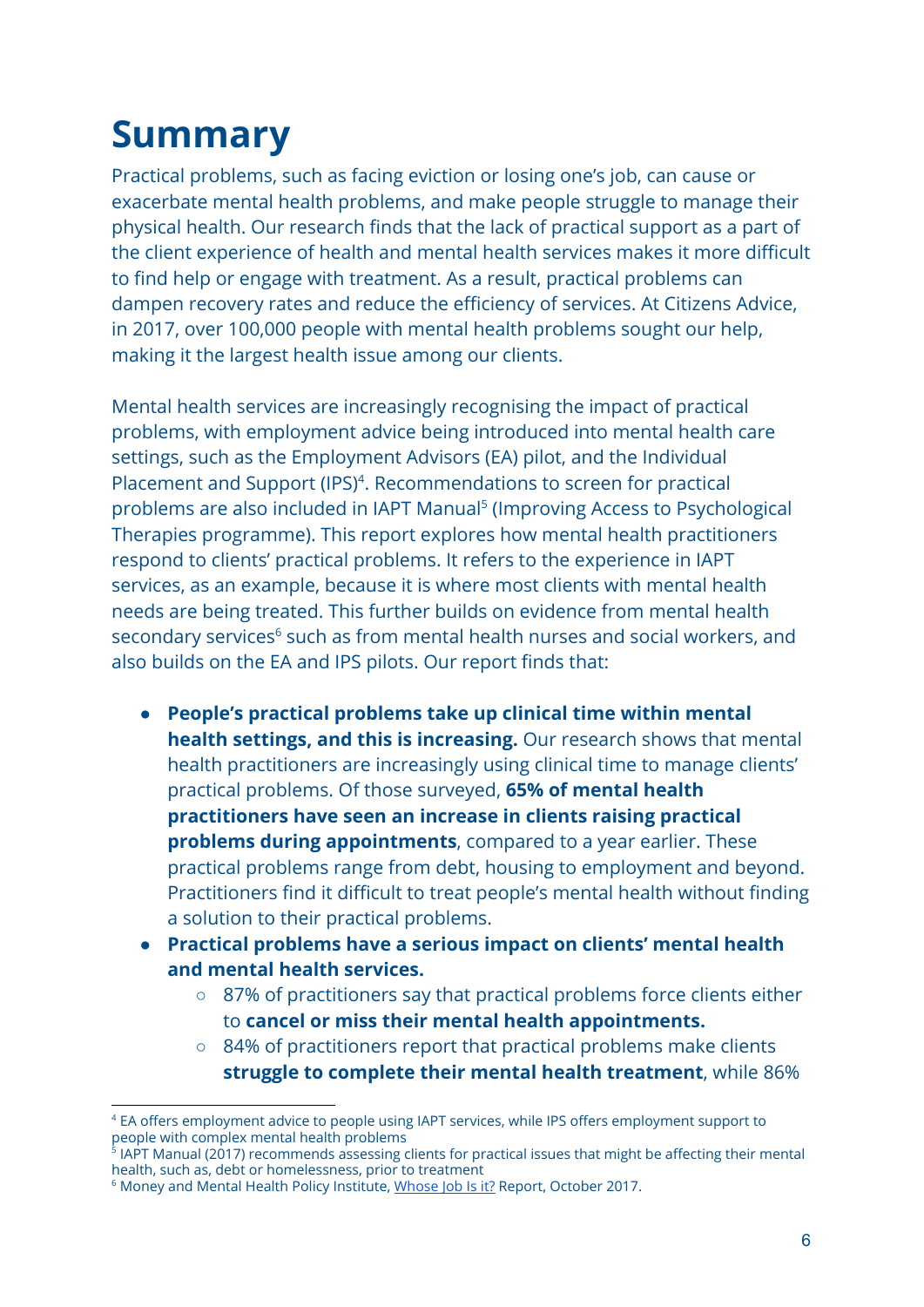# Summary

Practical problems, such as facing eviction or losing one's job, can cause or exacerbate mental health problems, and make people struggle to manage their physical health. Our research finds that the lack of practical support as a part of the client experience of health and mental health services makes it more difficult to find help or engage with treatment. As a result, practical problems can dampen recovery rates and reduce the efficiency of services. At Citizens Advice, in 2017, over 100,000 people with mental health problems sought our help, making it the largest health issue among our clients.

Mental health services are increasingly recognising the impact of practical problems, with employment advice being introduced into mental health care settings, such as the Employment Advisors (EA) pilot, and the Individual Placement and Support (IPS)[4]. Recommendations to screen for practical problems are also included in IAPT Manual[5] (Improving Access to Psychological Therapies programme). This report explores how mental health practitioners respond to clients' practical problems. It refers to the experience in IAPT services, as an example, because it is where most clients with mental health needs are being treated. This further builds on evidence from mental health secondary services[6] such as from mental health nurses and social workers, and also builds on the EA and IPS pilots. Our report finds that:

- **People's practical problems take up clinical time within mental health settings, and this is increasing.** Our research shows that mental health practitioners are increasingly using clinical time to manage clients' practical problems. Of those surveyed, **65% of mental health practitioners have seen an increase in clients raising practical problems during appointments**, compared to a year earlier. These practical problems range from debt, housing to employment and beyond. Practitioners find it difficult to treat people's mental health without finding a solution to their practical problems.
- **Practical problems have a serious impact on clients' mental health and mental health services.**
  - 87% of practitioners say that practical problems force clients either to **cancel or miss their mental health appointments.**
  - 84% of practitioners report that practical problems make clients **struggle to complete their mental health treatment**, while 86%

[4] EA offers employment advice to people using IAPT services, while IPS offers employment support to people with complex mental health problems

[5] IAPT Manual (2017) recommends assessing clients for practical issues that might be affecting their mental health, such as, debt or homelessness, prior to treatment

[6] Money and Mental Health Policy Institute, Whose Job Is it? Report, October 2017.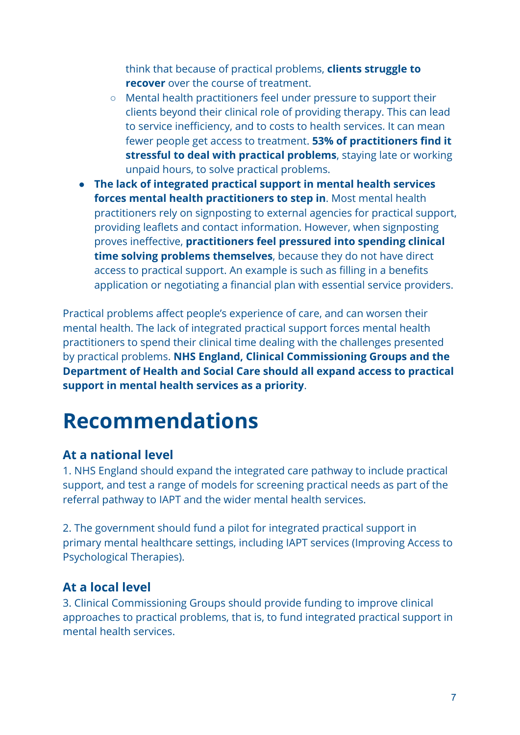think that because of practical problems, **clients struggle to recover** over the course of treatment.

- Mental health practitioners feel under pressure to support their clients beyond their clinical role of providing therapy. This can lead to service inefficiency, and to costs to health services. It can mean fewer people get access to treatment. **53% of practitioners find it stressful to deal with practical problems**, staying late or working unpaid hours, to solve practical problems.

- **The lack of integrated practical support in mental health services forces mental health practitioners to step in**. Most mental health practitioners rely on signposting to external agencies for practical support, providing leaflets and contact information. However, when signposting proves ineffective, **practitioners feel pressured into spending clinical time solving problems themselves**, because they do not have direct access to practical support. An example is such as filling in a benefits application or negotiating a financial plan with essential service providers.

Practical problems affect people's experience of care, and can worsen their mental health. The lack of integrated practical support forces mental health practitioners to spend their clinical time dealing with the challenges presented by practical problems. **NHS England, Clinical Commissioning Groups and the Department of Health and Social Care should all expand access to practical support in mental health services as a priority**.

# Recommendations

## At a national level

1. NHS England should expand the integrated care pathway to include practical support, and test a range of models for screening practical needs as part of the referral pathway to IAPT and the wider mental health services.

2. The government should fund a pilot for integrated practical support in primary mental healthcare settings, including IAPT services (Improving Access to Psychological Therapies).

## At a local level

3. Clinical Commissioning Groups should provide funding to improve clinical approaches to practical problems, that is, to fund integrated practical support in mental health services.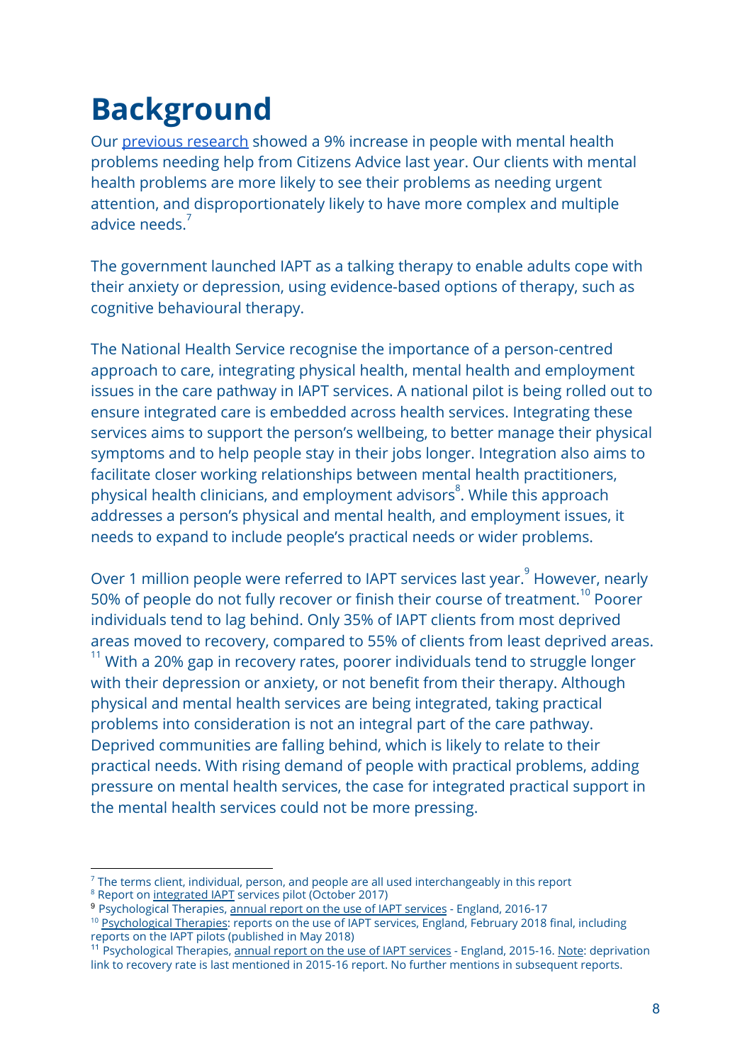# Background

Our previous research showed a 9% increase in people with mental health problems needing help from Citizens Advice last year. Our clients with mental health problems are more likely to see their problems as needing urgent attention, and disproportionately likely to have more complex and multiple advice needs.[7]

The government launched IAPT as a talking therapy to enable adults cope with their anxiety or depression, using evidence-based options of therapy, such as cognitive behavioural therapy.

The National Health Service recognise the importance of a person-centred approach to care, integrating physical health, mental health and employment issues in the care pathway in IAPT services. A national pilot is being rolled out to ensure integrated care is embedded across health services. Integrating these services aims to support the person's wellbeing, to better manage their physical symptoms and to help people stay in their jobs longer. Integration also aims to facilitate closer working relationships between mental health practitioners, physical health clinicians, and employment advisors[8]. While this approach addresses a person's physical and mental health, and employment issues, it needs to expand to include people's practical needs or wider problems.

Over 1 million people were referred to IAPT services last year.[9] However, nearly 50% of people do not fully recover or finish their course of treatment.[10] Poorer individuals tend to lag behind. Only 35% of IAPT clients from most deprived areas moved to recovery, compared to 55% of clients from least deprived areas.[11] With a 20% gap in recovery rates, poorer individuals tend to struggle longer with their depression or anxiety, or not benefit from their therapy. Although physical and mental health services are being integrated, taking practical problems into consideration is not an integral part of the care pathway. Deprived communities are falling behind, which is likely to relate to their practical needs. With rising demand of people with practical problems, adding pressure on mental health services, the case for integrated practical support in the mental health services could not be more pressing.

---

[7] The terms client, individual, person, and people are all used interchangeably in this report

[8] Report on integrated IAPT services pilot (October 2017)

[9] Psychological Therapies, annual report on the use of IAPT services - England, 2016-17

[10] Psychological Therapies: reports on the use of IAPT services, England, February 2018 final, including reports on the IAPT pilots (published in May 2018)

[11] Psychological Therapies, annual report on the use of IAPT services - England, 2015-16. Note: deprivation link to recovery rate is last mentioned in 2015-16 report. No further mentions in subsequent reports.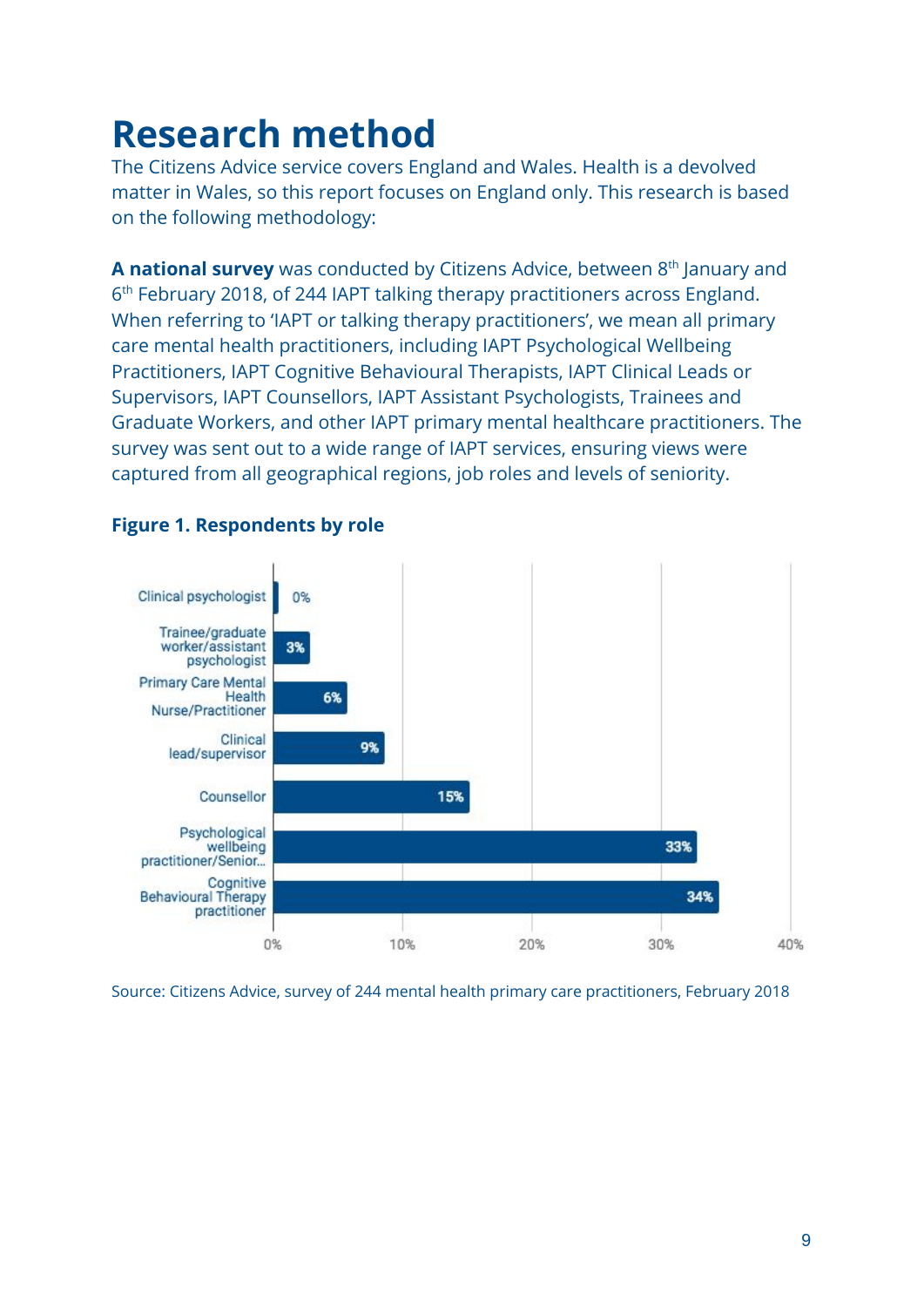# Research method

The Citizens Advice service covers England and Wales. Health is a devolved matter in Wales, so this report focuses on England only. This research is based on the following methodology:

**A national survey** was conducted by Citizens Advice, between 8th January and 6th February 2018, of 244 IAPT talking therapy practitioners across England. When referring to 'IAPT or talking therapy practitioners', we mean all primary care mental health practitioners, including IAPT Psychological Wellbeing Practitioners, IAPT Cognitive Behavioural Therapists, IAPT Clinical Leads or Supervisors, IAPT Counsellors, IAPT Assistant Psychologists, Trainees and Graduate Workers, and other IAPT primary mental healthcare practitioners. The survey was sent out to a wide range of IAPT services, ensuring views were captured from all geographical regions, job roles and levels of seniority.

**Figure 1. Respondents by role**

| Role | Percentage |
|---|---|
| Clinical psychologist | 0% |
| Trainee/graduate worker/assistant psychologist | 3% |
| Primary Care Mental Health Nurse/Practitioner | 6% |
| Clinical lead/supervisor | 9% |
| Counsellor | 15% |
| Psychological wellbeing practitioner/Senior... | 33% |
| Cognitive Behavioural Therapy practitioner | 34% |

Source: Citizens Advice, survey of 244 mental health primary care practitioners, February 2018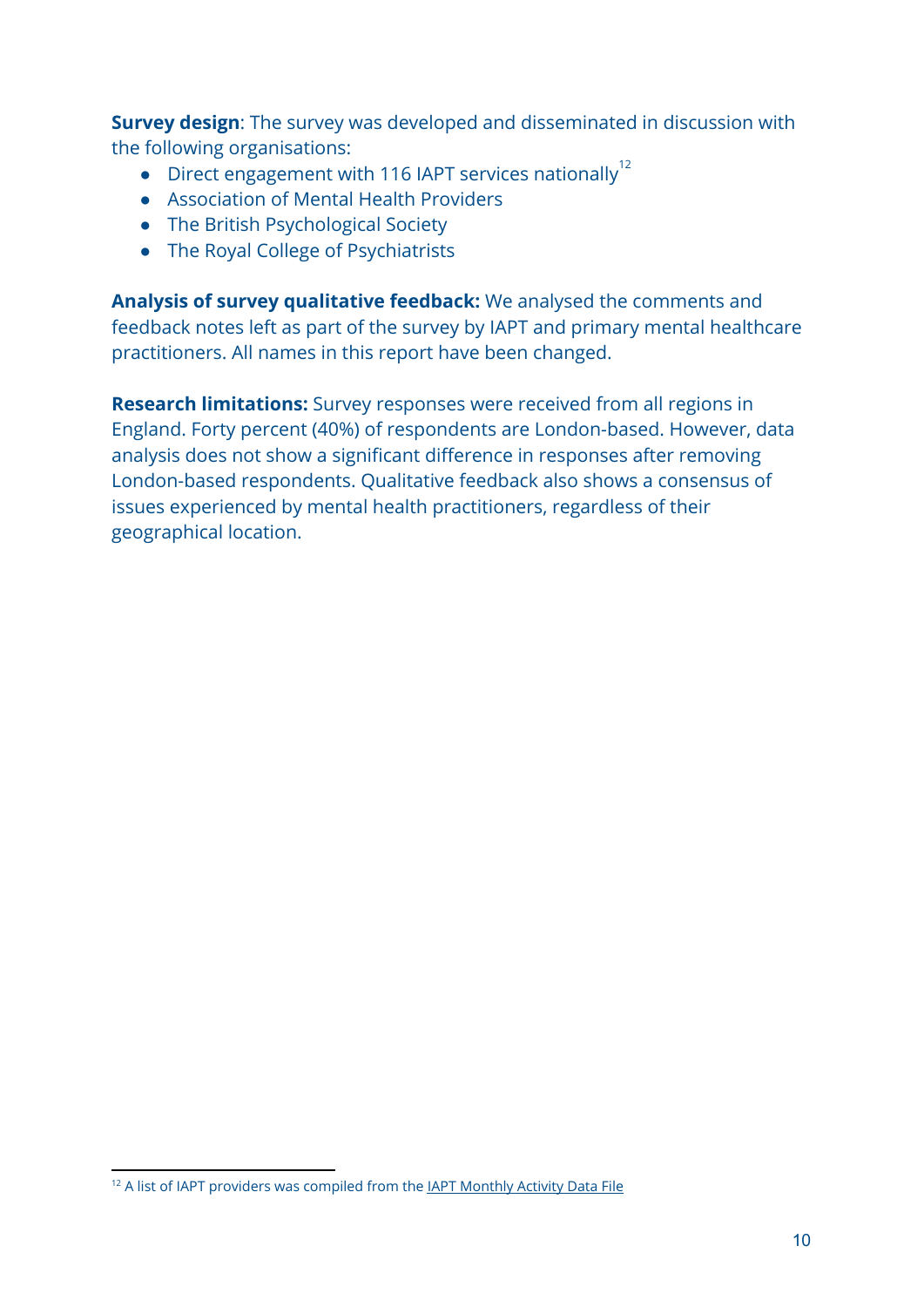**Survey design**: The survey was developed and disseminated in discussion with the following organisations:

- Direct engagement with 116 IAPT services nationally[12]
- Association of Mental Health Providers
- The British Psychological Society
- The Royal College of Psychiatrists

**Analysis of survey qualitative feedback:** We analysed the comments and feedback notes left as part of the survey by IAPT and primary mental healthcare practitioners. All names in this report have been changed.

**Research limitations:** Survey responses were received from all regions in England. Forty percent (40%) of respondents are London-based. However, data analysis does not show a significant difference in responses after removing London-based respondents. Qualitative feedback also shows a consensus of issues experienced by mental health practitioners, regardless of their geographical location.

---

[12] A list of IAPT providers was compiled from the IAPT Monthly Activity Data File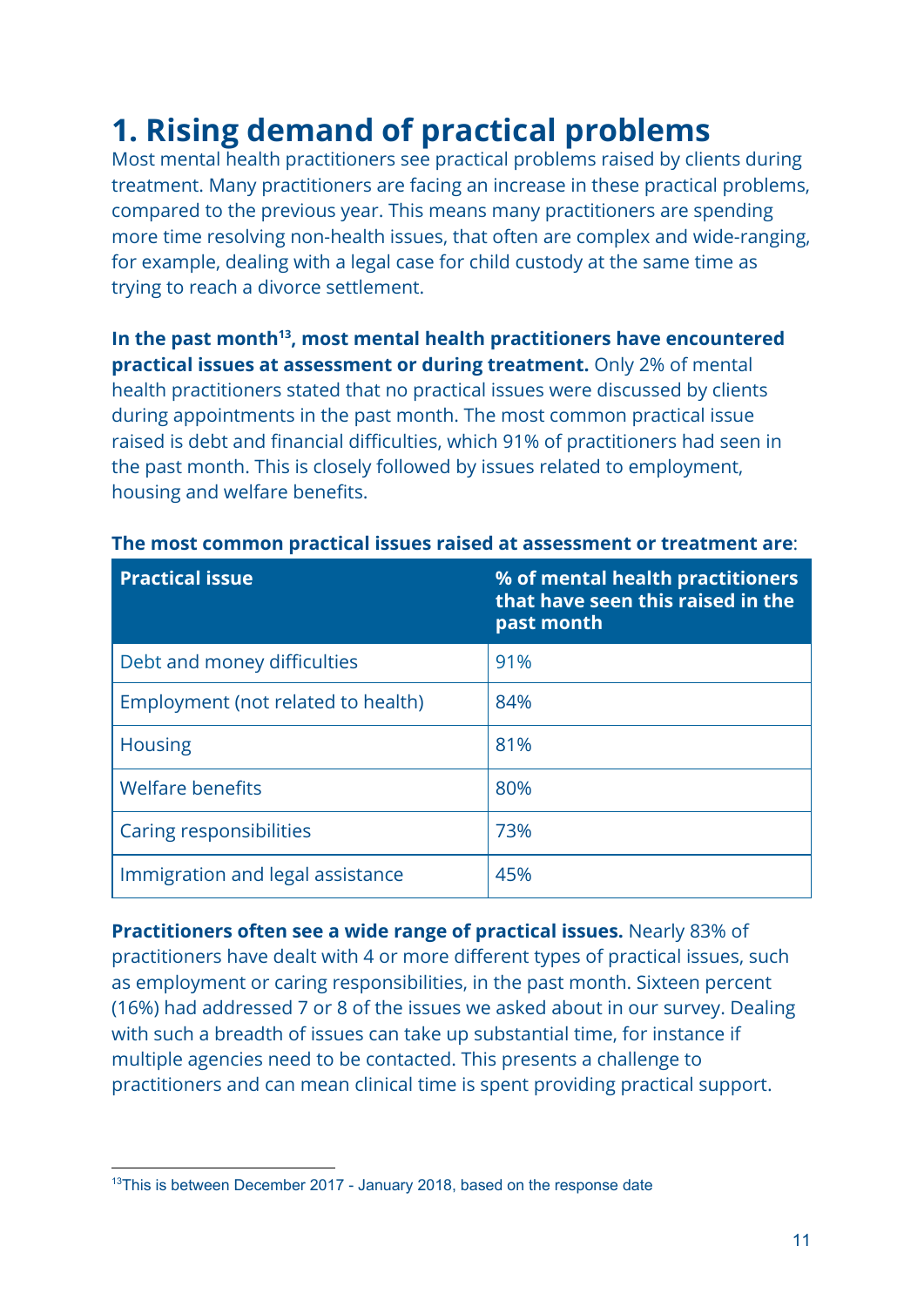# 1. Rising demand of practical problems

Most mental health practitioners see practical problems raised by clients during treatment. Many practitioners are facing an increase in these practical problems, compared to the previous year. This means many practitioners are spending more time resolving non-health issues, that often are complex and wide-ranging, for example, dealing with a legal case for child custody at the same time as trying to reach a divorce settlement.

**In the past month[13], most mental health practitioners have encountered practical issues at assessment or during treatment.** Only 2% of mental health practitioners stated that no practical issues were discussed by clients during appointments in the past month. The most common practical issue raised is debt and financial difficulties, which 91% of practitioners had seen in the past month. This is closely followed by issues related to employment, housing and welfare benefits.

**The most common practical issues raised at assessment or treatment are**:

| Practical issue | % of mental health practitioners that have seen this raised in the past month |
|---|---|
| Debt and money difficulties | 91% |
| Employment (not related to health) | 84% |
| Housing | 81% |
| Welfare benefits | 80% |
| Caring responsibilities | 73% |
| Immigration and legal assistance | 45% |

**Practitioners often see a wide range of practical issues.** Nearly 83% of practitioners have dealt with 4 or more different types of practical issues, such as employment or caring responsibilities, in the past month. Sixteen percent (16%) had addressed 7 or 8 of the issues we asked about in our survey. Dealing with such a breadth of issues can take up substantial time, for instance if multiple agencies need to be contacted. This presents a challenge to practitioners and can mean clinical time is spent providing practical support.

[13] This is between December 2017 - January 2018, based on the response date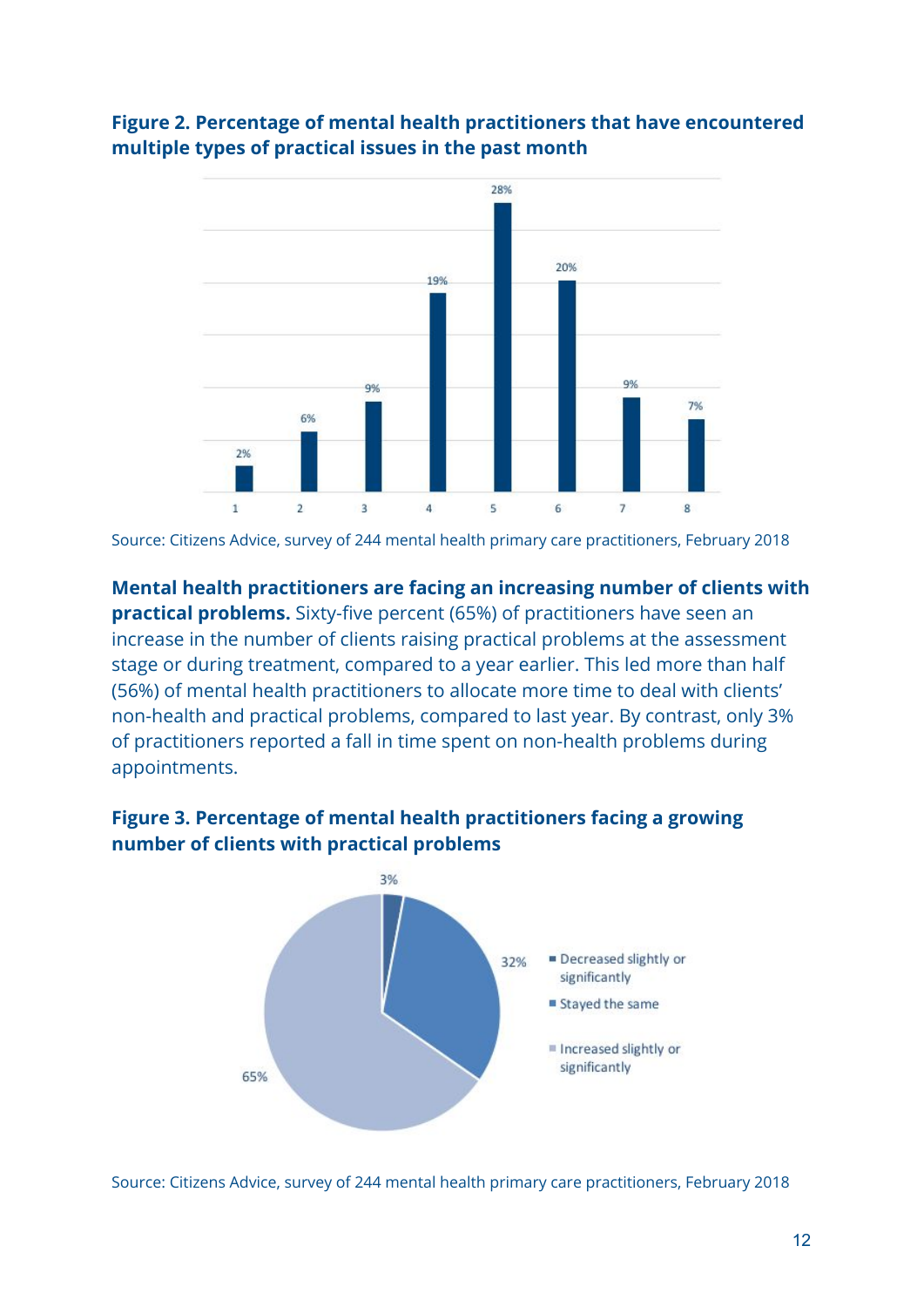**Figure 2. Percentage of mental health practitioners that have encountered multiple types of practical issues in the past month**

| Number of types of practical issues | Percentage |
|---|---|
| 1 | 2% |
| 2 | 6% |
| 3 | 9% |
| 4 | 19% |
| 5 | 28% |
| 6 | 20% |
| 7 | 9% |
| 8 | 7% |

Source: Citizens Advice, survey of 244 mental health primary care practitioners, February 2018

**Mental health practitioners are facing an increasing number of clients with practical problems.** Sixty-five percent (65%) of practitioners have seen an increase in the number of clients raising practical problems at the assessment stage or during treatment, compared to a year earlier. This led more than half (56%) of mental health practitioners to allocate more time to deal with clients' non-health and practical problems, compared to last year. By contrast, only 3% of practitioners reported a fall in time spent on non-health problems during appointments.

**Figure 3. Percentage of mental health practitioners facing a growing number of clients with practical problems**

| Response | Percentage |
|---|---|
| Decreased slightly or significantly | 3% |
| Stayed the same | 32% |
| Increased slightly or significantly | 65% |

Source: Citizens Advice, survey of 244 mental health primary care practitioners, February 2018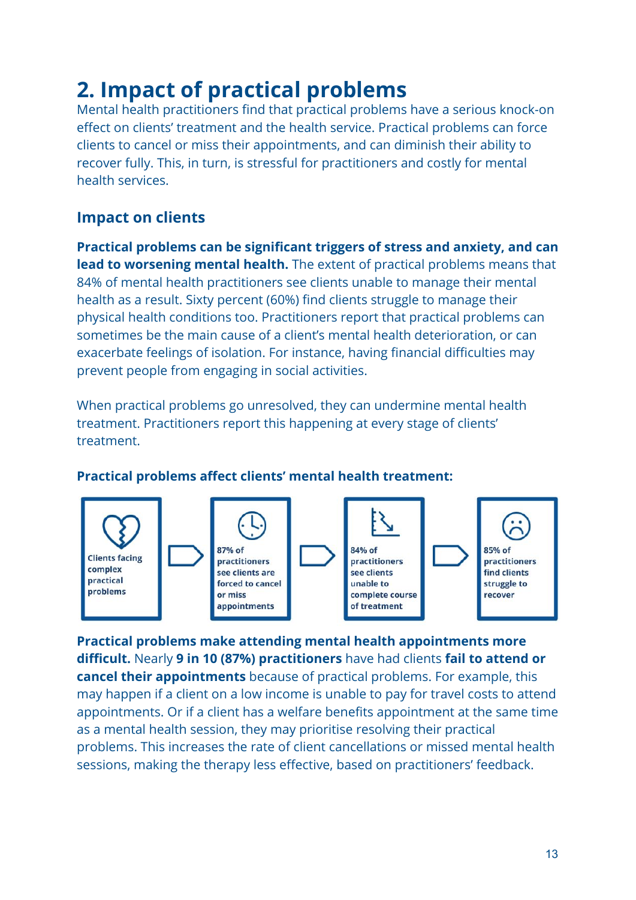# 2. Impact of practical problems

Mental health practitioners find that practical problems have a serious knock-on effect on clients' treatment and the health service. Practical problems can force clients to cancel or miss their appointments, and can diminish their ability to recover fully. This, in turn, is stressful for practitioners and costly for mental health services.

## Impact on clients

**Practical problems can be significant triggers of stress and anxiety, and can lead to worsening mental health.** The extent of practical problems means that 84% of mental health practitioners see clients unable to manage their mental health as a result. Sixty percent (60%) find clients struggle to manage their physical health conditions too. Practitioners report that practical problems can sometimes be the main cause of a client's mental health deterioration, or can exacerbate feelings of isolation. For instance, having financial difficulties may prevent people from engaging in social activities.

When practical problems go unresolved, they can undermine mental health treatment. Practitioners report this happening at every stage of clients' treatment.

**Practical problems affect clients' mental health treatment:**

Clients facing complex practical problems → 87% of practitioners see clients are forced to cancel or miss appointments → 84% of practitioners see clients unable to complete course of treatment → 85% of practitioners find clients struggle to recover

**Practical problems make attending mental health appointments more difficult.** Nearly **9 in 10 (87%) practitioners** have had clients **fail to attend or cancel their appointments** because of practical problems. For example, this may happen if a client on a low income is unable to pay for travel costs to attend appointments. Or if a client has a welfare benefits appointment at the same time as a mental health session, they may prioritise resolving their practical problems. This increases the rate of client cancellations or missed mental health sessions, making the therapy less effective, based on practitioners' feedback.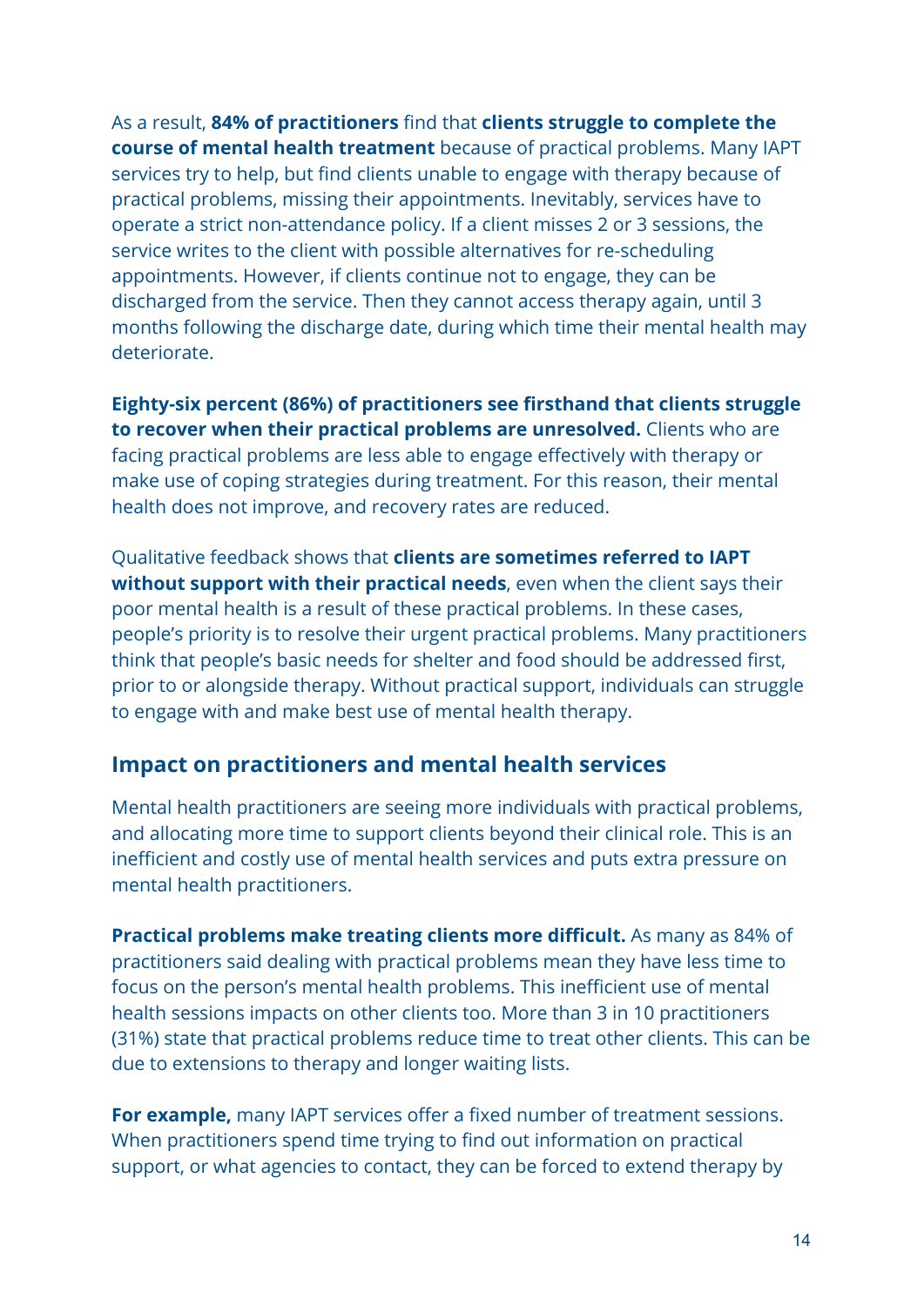As a result, **84% of practitioners** find that **clients struggle to complete the course of mental health treatment** because of practical problems. Many IAPT services try to help, but find clients unable to engage with therapy because of practical problems, missing their appointments. Inevitably, services have to operate a strict non-attendance policy. If a client misses 2 or 3 sessions, the service writes to the client with possible alternatives for re-scheduling appointments. However, if clients continue not to engage, they can be discharged from the service. Then they cannot access therapy again, until 3 months following the discharge date, during which time their mental health may deteriorate.

**Eighty-six percent (86%) of practitioners see firsthand that clients struggle to recover when their practical problems are unresolved.** Clients who are facing practical problems are less able to engage effectively with therapy or make use of coping strategies during treatment. For this reason, their mental health does not improve, and recovery rates are reduced.

Qualitative feedback shows that **clients are sometimes referred to IAPT without support with their practical needs**, even when the client says their poor mental health is a result of these practical problems. In these cases, people's priority is to resolve their urgent practical problems. Many practitioners think that people's basic needs for shelter and food should be addressed first, prior to or alongside therapy. Without practical support, individuals can struggle to engage with and make best use of mental health therapy.

## Impact on practitioners and mental health services

Mental health practitioners are seeing more individuals with practical problems, and allocating more time to support clients beyond their clinical role. This is an inefficient and costly use of mental health services and puts extra pressure on mental health practitioners.

**Practical problems make treating clients more difficult.** As many as 84% of practitioners said dealing with practical problems mean they have less time to focus on the person's mental health problems. This inefficient use of mental health sessions impacts on other clients too. More than 3 in 10 practitioners (31%) state that practical problems reduce time to treat other clients. This can be due to extensions to therapy and longer waiting lists.

**For example,** many IAPT services offer a fixed number of treatment sessions. When practitioners spend time trying to find out information on practical support, or what agencies to contact, they can be forced to extend therapy by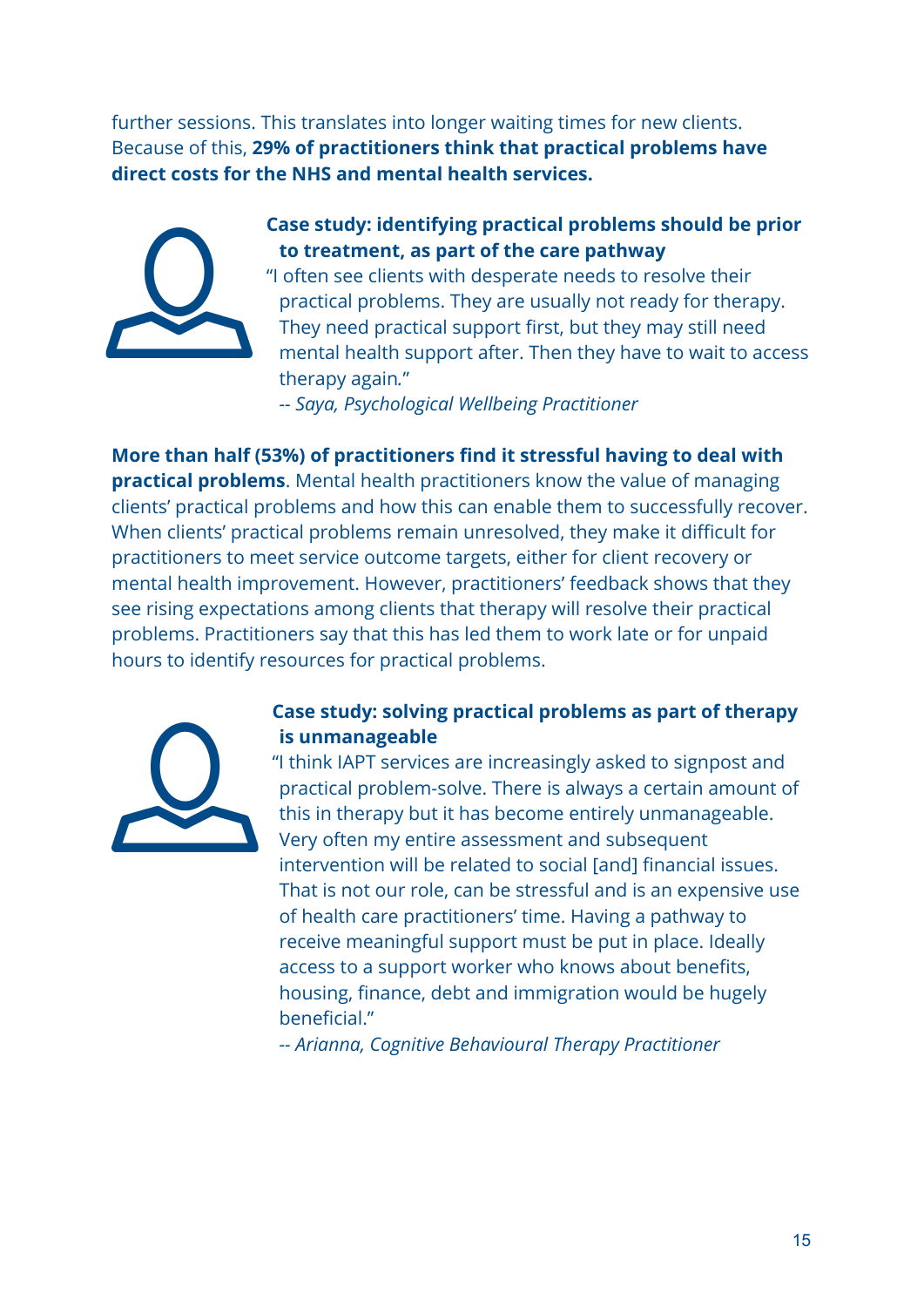further sessions. This translates into longer waiting times for new clients. Because of this, **29% of practitioners think that practical problems have direct costs for the NHS and mental health services.**

**Case study: identifying practical problems should be prior to treatment, as part of the care pathway**

"I often see clients with desperate needs to resolve their practical problems. They are usually not ready for therapy. They need practical support first, but they may still need mental health support after. Then they have to wait to access therapy again."

*-- Saya, Psychological Wellbeing Practitioner*

**More than half (53%) of practitioners find it stressful having to deal with practical problems**. Mental health practitioners know the value of managing clients' practical problems and how this can enable them to successfully recover. When clients' practical problems remain unresolved, they make it difficult for practitioners to meet service outcome targets, either for client recovery or mental health improvement. However, practitioners' feedback shows that they see rising expectations among clients that therapy will resolve their practical problems. Practitioners say that this has led them to work late or for unpaid hours to identify resources for practical problems.

**Case study: solving practical problems as part of therapy is unmanageable**

"I think IAPT services are increasingly asked to signpost and practical problem-solve. There is always a certain amount of this in therapy but it has become entirely unmanageable. Very often my entire assessment and subsequent intervention will be related to social [and] financial issues. That is not our role, can be stressful and is an expensive use of health care practitioners' time. Having a pathway to receive meaningful support must be put in place. Ideally access to a support worker who knows about benefits, housing, finance, debt and immigration would be hugely beneficial."

*-- Arianna, Cognitive Behavioural Therapy Practitioner*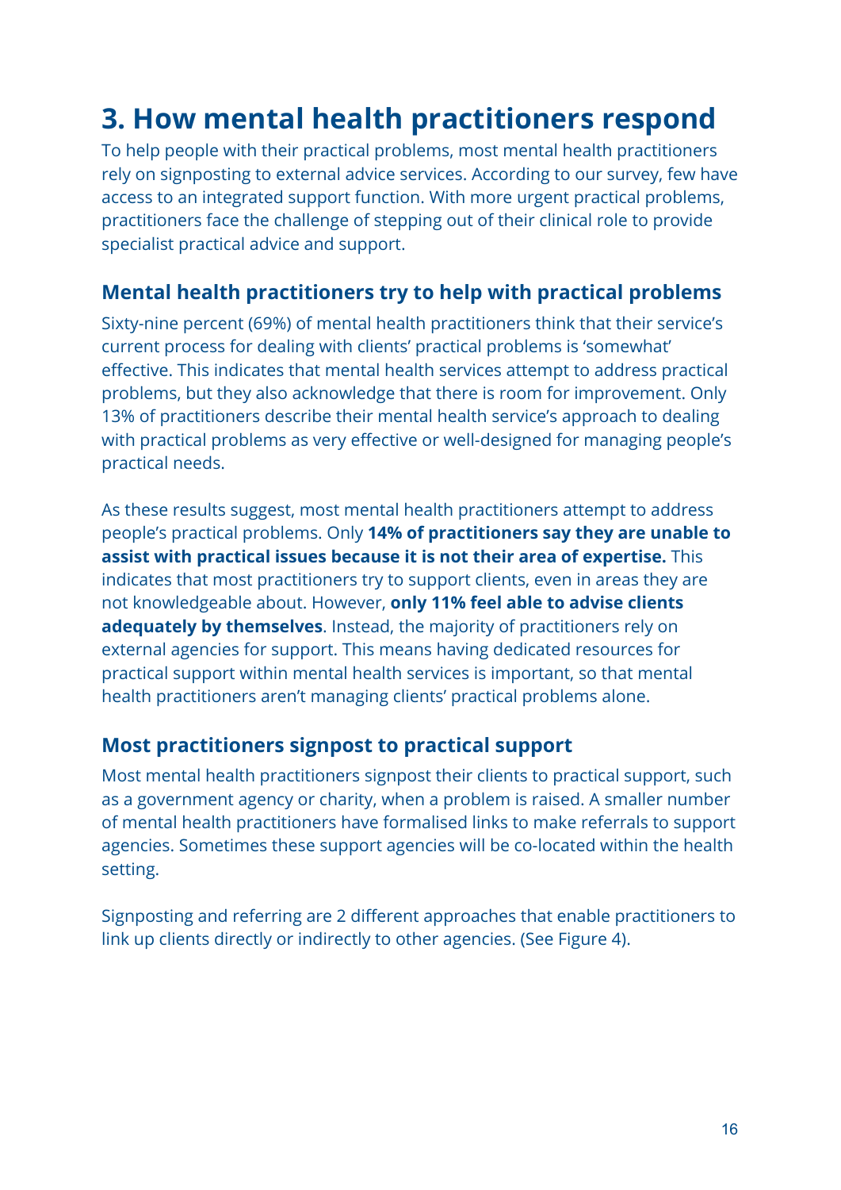# 3. How mental health practitioners respond

To help people with their practical problems, most mental health practitioners rely on signposting to external advice services. According to our survey, few have access to an integrated support function. With more urgent practical problems, practitioners face the challenge of stepping out of their clinical role to provide specialist practical advice and support.

## Mental health practitioners try to help with practical problems

Sixty-nine percent (69%) of mental health practitioners think that their service's current process for dealing with clients' practical problems is 'somewhat' effective. This indicates that mental health services attempt to address practical problems, but they also acknowledge that there is room for improvement. Only 13% of practitioners describe their mental health service's approach to dealing with practical problems as very effective or well-designed for managing people's practical needs.

As these results suggest, most mental health practitioners attempt to address people's practical problems. Only **14% of practitioners say they are unable to assist with practical issues because it is not their area of expertise.** This indicates that most practitioners try to support clients, even in areas they are not knowledgeable about. However, **only 11% feel able to advise clients adequately by themselves**. Instead, the majority of practitioners rely on external agencies for support. This means having dedicated resources for practical support within mental health services is important, so that mental health practitioners aren't managing clients' practical problems alone.

## Most practitioners signpost to practical support

Most mental health practitioners signpost their clients to practical support, such as a government agency or charity, when a problem is raised. A smaller number of mental health practitioners have formalised links to make referrals to support agencies. Sometimes these support agencies will be co-located within the health setting.

Signposting and referring are 2 different approaches that enable practitioners to link up clients directly or indirectly to other agencies. (See Figure 4).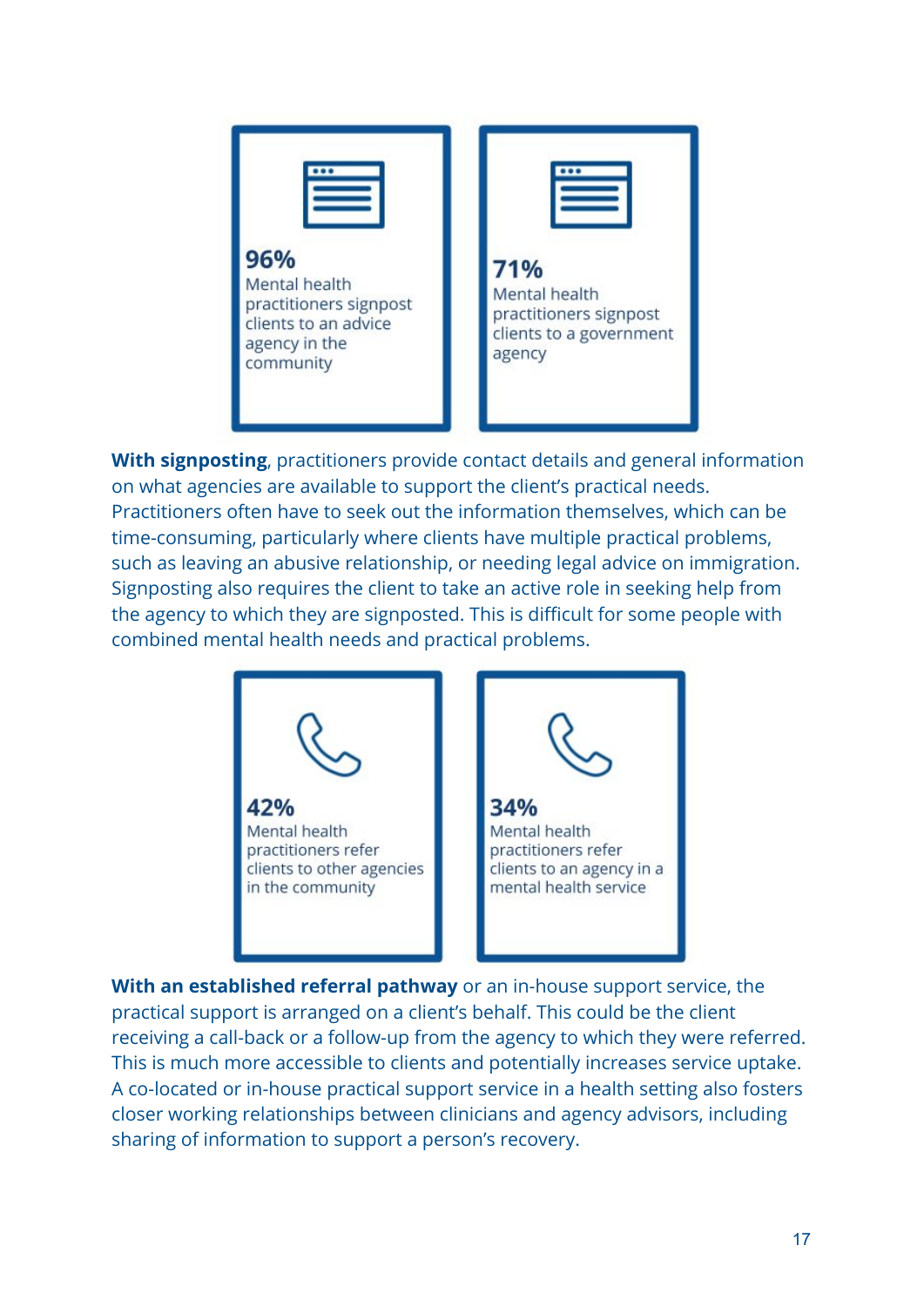**96%**
Mental health practitioners signpost clients to an advice agency in the community

**71%**
Mental health practitioners signpost clients to a government agency

**With signposting**, practitioners provide contact details and general information on what agencies are available to support the client's practical needs. Practitioners often have to seek out the information themselves, which can be time-consuming, particularly where clients have multiple practical problems, such as leaving an abusive relationship, or needing legal advice on immigration. Signposting also requires the client to take an active role in seeking help from the agency to which they are signposted. This is difficult for some people with combined mental health needs and practical problems.

**42%**
Mental health practitioners refer clients to other agencies in the community

**34%**
Mental health practitioners refer clients to an agency in a mental health service

**With an established referral pathway** or an in-house support service, the practical support is arranged on a client's behalf. This could be the client receiving a call-back or a follow-up from the agency to which they were referred. This is much more accessible to clients and potentially increases service uptake. A co-located or in-house practical support service in a health setting also fosters closer working relationships between clinicians and agency advisors, including sharing of information to support a person's recovery.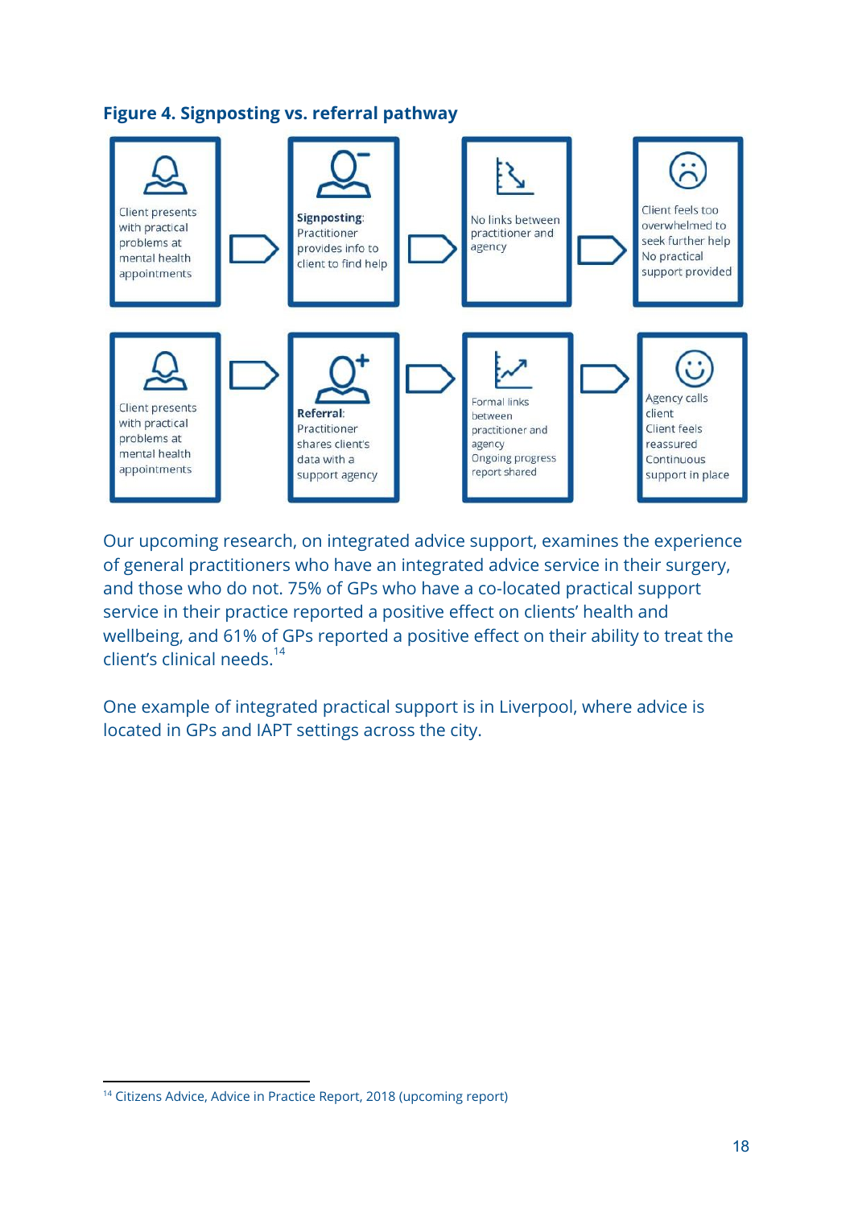**Figure 4. Signposting vs. referral pathway**

Client presents with practical problems at mental health appointments → **Signposting**: Practitioner provides info to client to find help → No links between practitioner and agency → Client feels too overwhelmed to seek further help No practical support provided

Client presents with practical problems at mental health appointments → **Referral**: Practitioner shares client's data with a support agency → Formal links between practitioner and agency Ongoing progress report shared → Agency calls client Client feels reassured Continuous support in place

Our upcoming research, on integrated advice support, examines the experience of general practitioners who have an integrated advice service in their surgery, and those who do not. 75% of GPs who have a co-located practical support service in their practice reported a positive effect on clients' health and wellbeing, and 61% of GPs reported a positive effect on their ability to treat the client's clinical needs.[14]

One example of integrated practical support is in Liverpool, where advice is located in GPs and IAPT settings across the city.

[14] Citizens Advice, Advice in Practice Report, 2018 (upcoming report)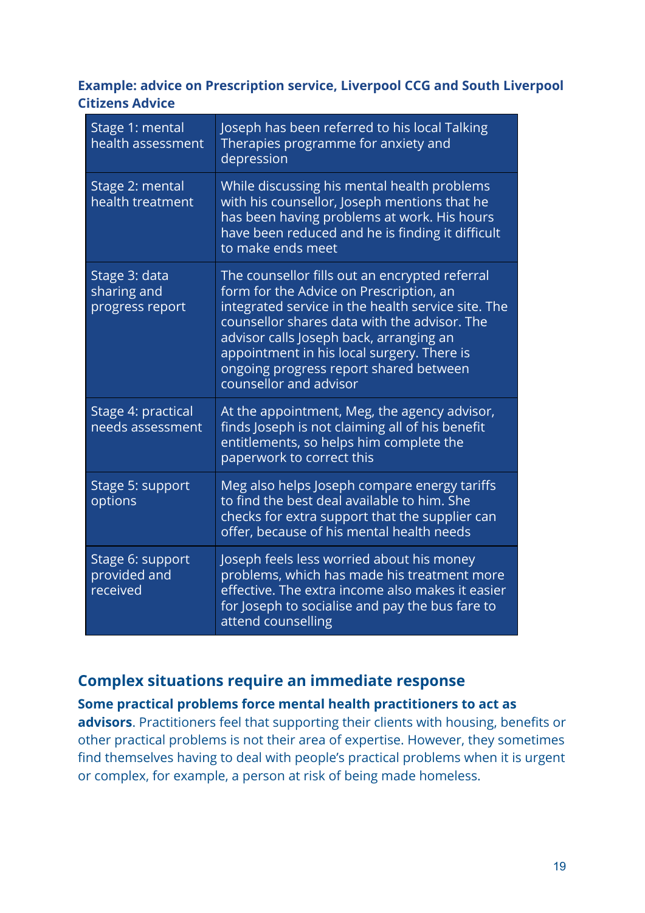**Example: advice on Prescription service, Liverpool CCG and South Liverpool Citizens Advice**

| | |
|---|---|
| Stage 1: mental health assessment | Joseph has been referred to his local Talking Therapies programme for anxiety and depression |
| Stage 2: mental health treatment | While discussing his mental health problems with his counsellor, Joseph mentions that he has been having problems at work. His hours have been reduced and he is finding it difficult to make ends meet |
| Stage 3: data sharing and progress report | The counsellor fills out an encrypted referral form for the Advice on Prescription, an integrated service in the health service site. The counsellor shares data with the advisor. The advisor calls Joseph back, arranging an appointment in his local surgery. There is ongoing progress report shared between counsellor and advisor |
| Stage 4: practical needs assessment | At the appointment, Meg, the agency advisor, finds Joseph is not claiming all of his benefit entitlements, so helps him complete the paperwork to correct this |
| Stage 5: support options | Meg also helps Joseph compare energy tariffs to find the best deal available to him. She checks for extra support that the supplier can offer, because of his mental health needs |
| Stage 6: support provided and received | Joseph feels less worried about his money problems, which has made his treatment more effective. The extra income also makes it easier for Joseph to socialise and pay the bus fare to attend counselling |

## Complex situations require an immediate response

**Some practical problems force mental health practitioners to act as advisors**. Practitioners feel that supporting their clients with housing, benefits or other practical problems is not their area of expertise. However, they sometimes find themselves having to deal with people's practical problems when it is urgent or complex, for example, a person at risk of being made homeless.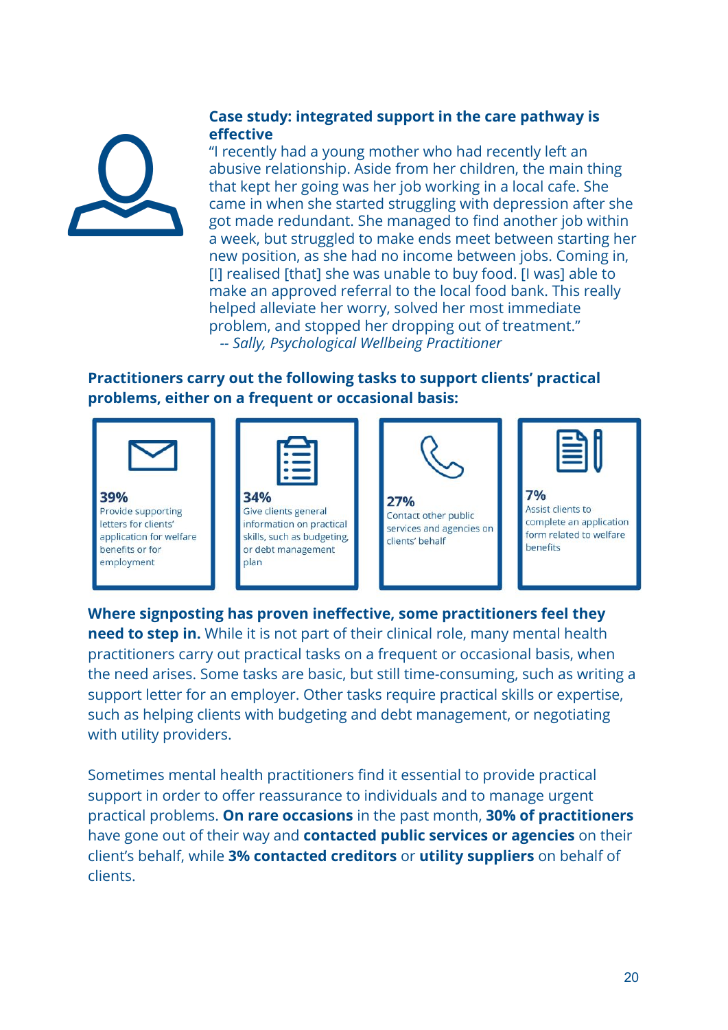### Case study: integrated support in the care pathway is effective

"I recently had a young mother who had recently left an abusive relationship. Aside from her children, the main thing that kept her going was her job working in a local cafe. She came in when she started struggling with depression after she got made redundant. She managed to find another job within a week, but struggled to make ends meet between starting her new position, as she had no income between jobs. Coming in, [I] realised [that] she was unable to buy food. [I was] able to make an approved referral to the local food bank. This really helped alleviate her worry, solved her most immediate problem, and stopped her dropping out of treatment."

*-- Sally, Psychological Wellbeing Practitioner*

**Practitioners carry out the following tasks to support clients' practical problems, either on a frequent or occasional basis:**

- **39%** Provide supporting letters for clients' application for welfare benefits or for employment
- **34%** Give clients general information on practical skills, such as budgeting, or debt management plan
- **27%** Contact other public services and agencies on clients' behalf
- **7%** Assist clients to complete an application form related to welfare benefits

**Where signposting has proven ineffective, some practitioners feel they need to step in.** While it is not part of their clinical role, many mental health practitioners carry out practical tasks on a frequent or occasional basis, when the need arises. Some tasks are basic, but still time-consuming, such as writing a support letter for an employer. Other tasks require practical skills or expertise, such as helping clients with budgeting and debt management, or negotiating with utility providers.

Sometimes mental health practitioners find it essential to provide practical support in order to offer reassurance to individuals and to manage urgent practical problems. **On rare occasions** in the past month, **30% of practitioners** have gone out of their way and **contacted public services or agencies** on their client's behalf, while **3% contacted creditors** or **utility suppliers** on behalf of clients.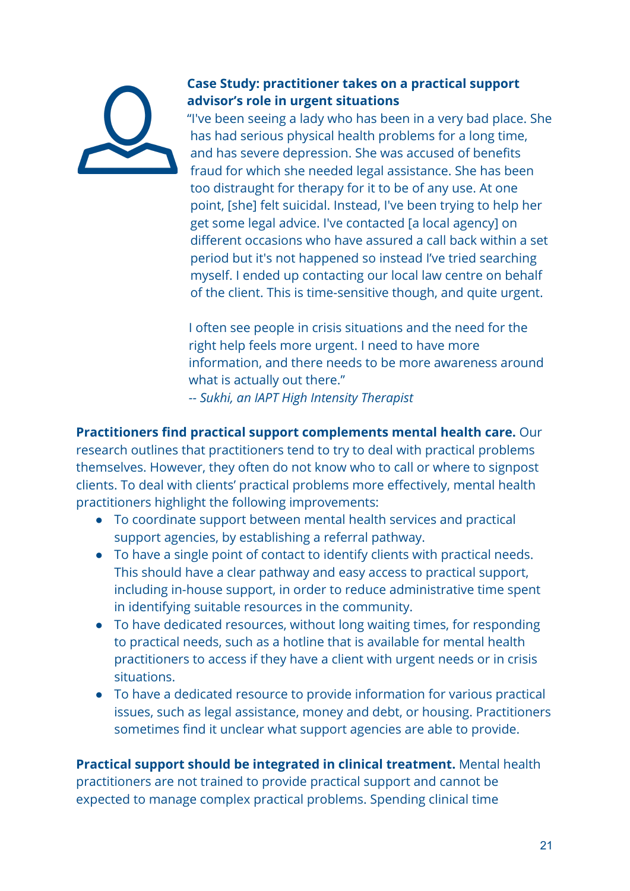**Case Study: practitioner takes on a practical support advisor's role in urgent situations**

"I've been seeing a lady who has been in a very bad place. She has had serious physical health problems for a long time, and has severe depression. She was accused of benefits fraud for which she needed legal assistance. She has been too distraught for therapy for it to be of any use. At one point, [she] felt suicidal. Instead, I've been trying to help her get some legal advice. I've contacted [a local agency] on different occasions who have assured a call back within a set period but it's not happened so instead I've tried searching myself. I ended up contacting our local law centre on behalf of the client. This is time-sensitive though, and quite urgent.

I often see people in crisis situations and the need for the right help feels more urgent. I need to have more information, and there needs to be more awareness around what is actually out there."

*-- Sukhi, an IAPT High Intensity Therapist*

**Practitioners find practical support complements mental health care.** Our research outlines that practitioners tend to try to deal with practical problems themselves. However, they often do not know who to call or where to signpost clients. To deal with clients' practical problems more effectively, mental health practitioners highlight the following improvements:

- To coordinate support between mental health services and practical support agencies, by establishing a referral pathway.
- To have a single point of contact to identify clients with practical needs. This should have a clear pathway and easy access to practical support, including in-house support, in order to reduce administrative time spent in identifying suitable resources in the community.
- To have dedicated resources, without long waiting times, for responding to practical needs, such as a hotline that is available for mental health practitioners to access if they have a client with urgent needs or in crisis situations.
- To have a dedicated resource to provide information for various practical issues, such as legal assistance, money and debt, or housing. Practitioners sometimes find it unclear what support agencies are able to provide.

**Practical support should be integrated in clinical treatment.** Mental health practitioners are not trained to provide practical support and cannot be expected to manage complex practical problems. Spending clinical time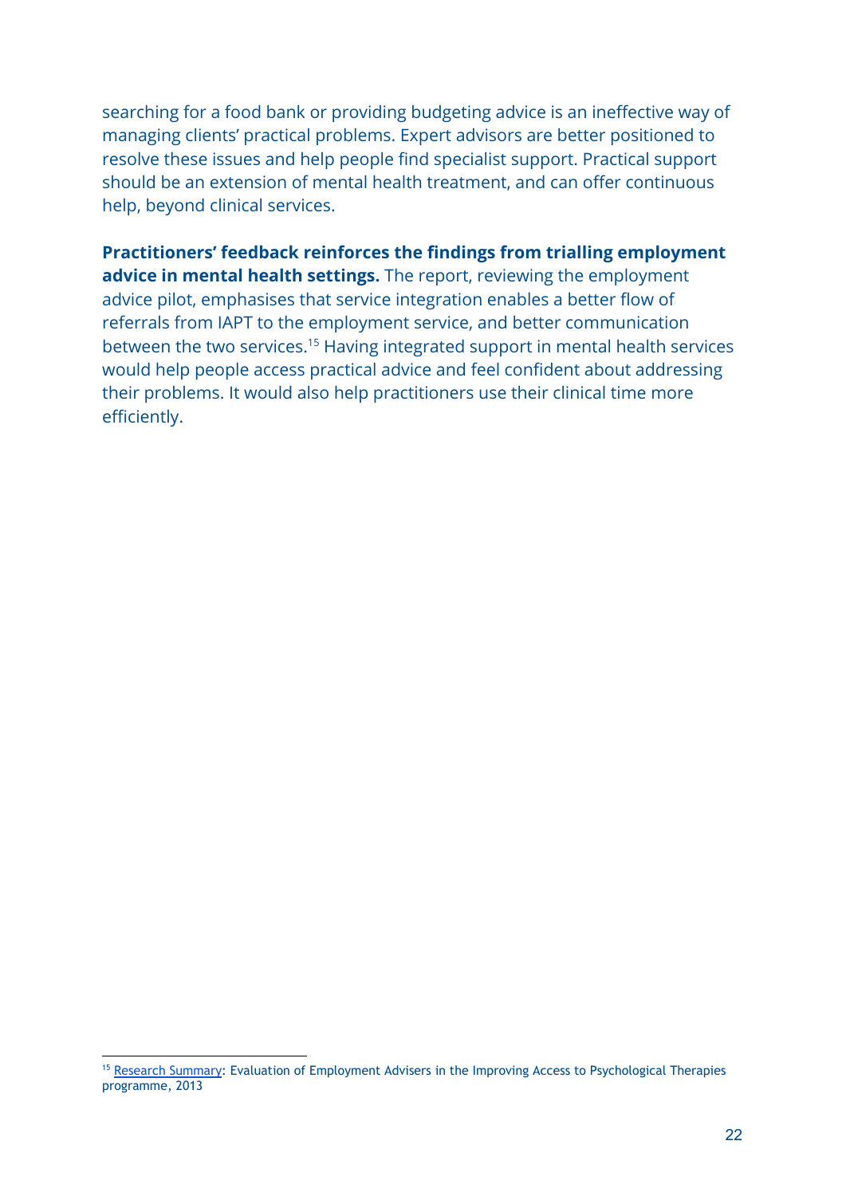searching for a food bank or providing budgeting advice is an ineffective way of managing clients' practical problems. Expert advisors are better positioned to resolve these issues and help people find specialist support. Practical support should be an extension of mental health treatment, and can offer continuous help, beyond clinical services.

**Practitioners' feedback reinforces the findings from trialling employment advice in mental health settings.** The report, reviewing the employment advice pilot, emphasises that service integration enables a better flow of referrals from IAPT to the employment service, and better communication between the two services.[15] Having integrated support in mental health services would help people access practical advice and feel confident about addressing their problems. It would also help practitioners use their clinical time more efficiently.

---

[15] Research Summary: Evaluation of Employment Advisers in the Improving Access to Psychological Therapies programme, 2013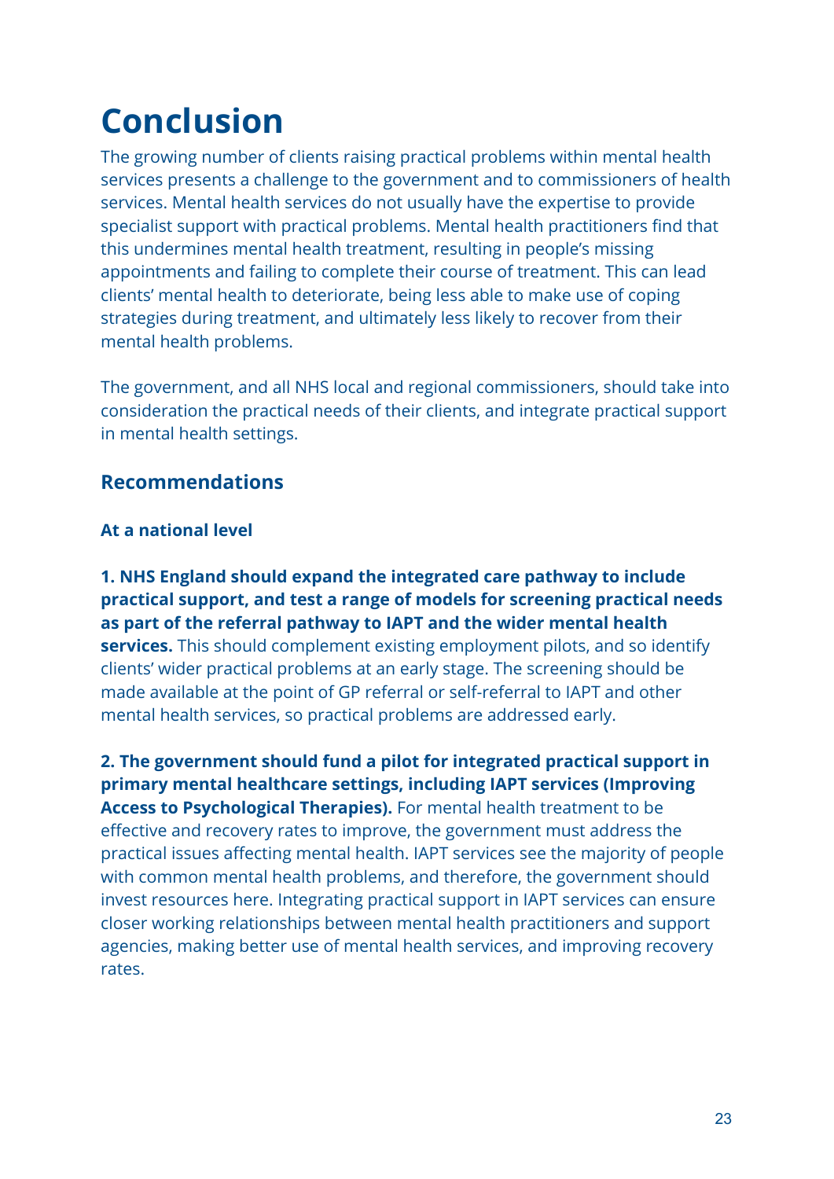# Conclusion

The growing number of clients raising practical problems within mental health services presents a challenge to the government and to commissioners of health services. Mental health services do not usually have the expertise to provide specialist support with practical problems. Mental health practitioners find that this undermines mental health treatment, resulting in people's missing appointments and failing to complete their course of treatment. This can lead clients' mental health to deteriorate, being less able to make use of coping strategies during treatment, and ultimately less likely to recover from their mental health problems.

The government, and all NHS local and regional commissioners, should take into consideration the practical needs of their clients, and integrate practical support in mental health settings.

## Recommendations

### At a national level

**1. NHS England should expand the integrated care pathway to include practical support, and test a range of models for screening practical needs as part of the referral pathway to IAPT and the wider mental health services.** This should complement existing employment pilots, and so identify clients' wider practical problems at an early stage. The screening should be made available at the point of GP referral or self-referral to IAPT and other mental health services, so practical problems are addressed early.

**2. The government should fund a pilot for integrated practical support in primary mental healthcare settings, including IAPT services (Improving Access to Psychological Therapies).** For mental health treatment to be effective and recovery rates to improve, the government must address the practical issues affecting mental health. IAPT services see the majority of people with common mental health problems, and therefore, the government should invest resources here. Integrating practical support in IAPT services can ensure closer working relationships between mental health practitioners and support agencies, making better use of mental health services, and improving recovery rates.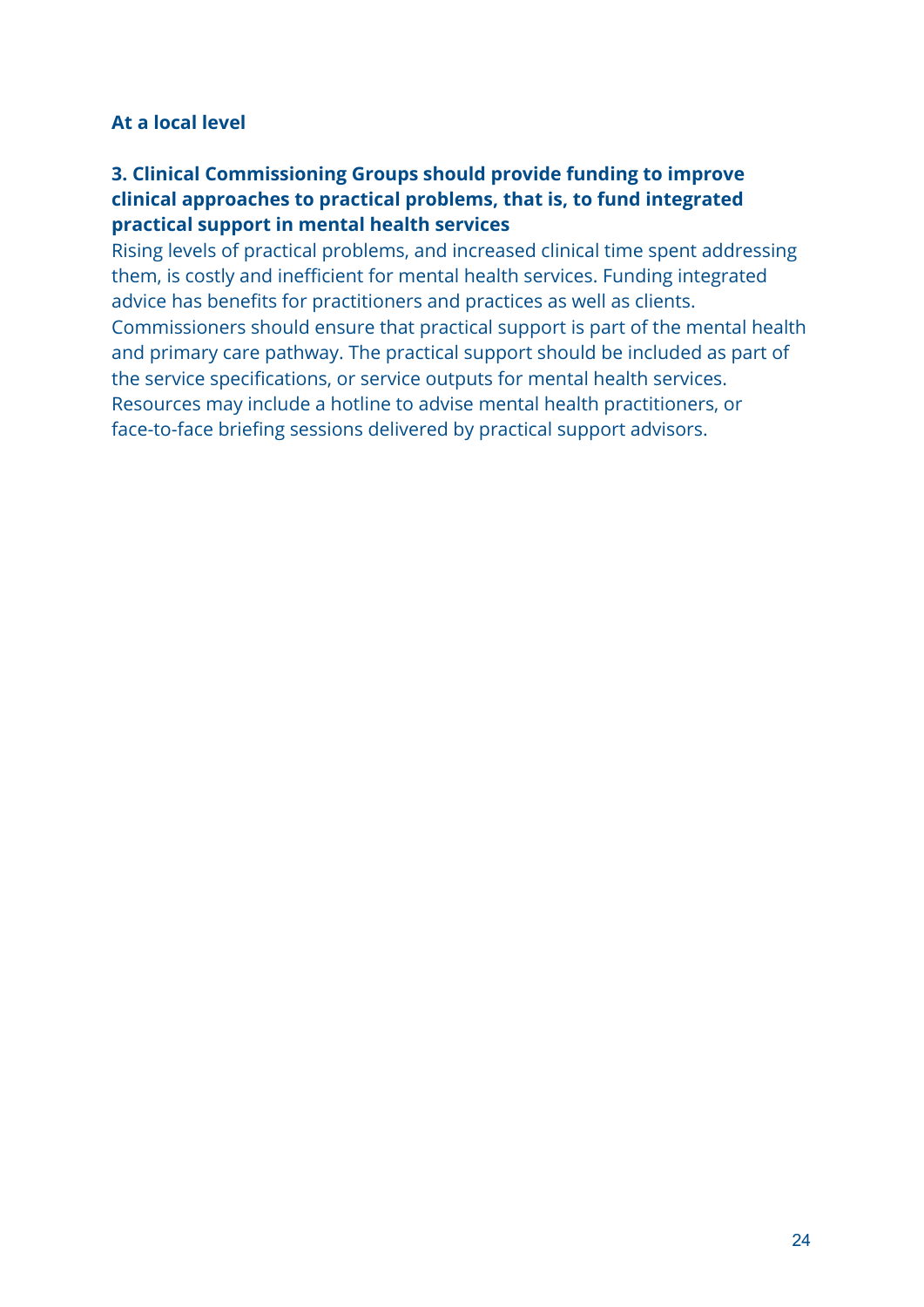**At a local level**

**3. Clinical Commissioning Groups should provide funding to improve clinical approaches to practical problems, that is, to fund integrated practical support in mental health services**

Rising levels of practical problems, and increased clinical time spent addressing them, is costly and inefficient for mental health services. Funding integrated advice has benefits for practitioners and practices as well as clients. Commissioners should ensure that practical support is part of the mental health and primary care pathway. The practical support should be included as part of the service specifications, or service outputs for mental health services. Resources may include a hotline to advise mental health practitioners, or face-to-face briefing sessions delivered by practical support advisors.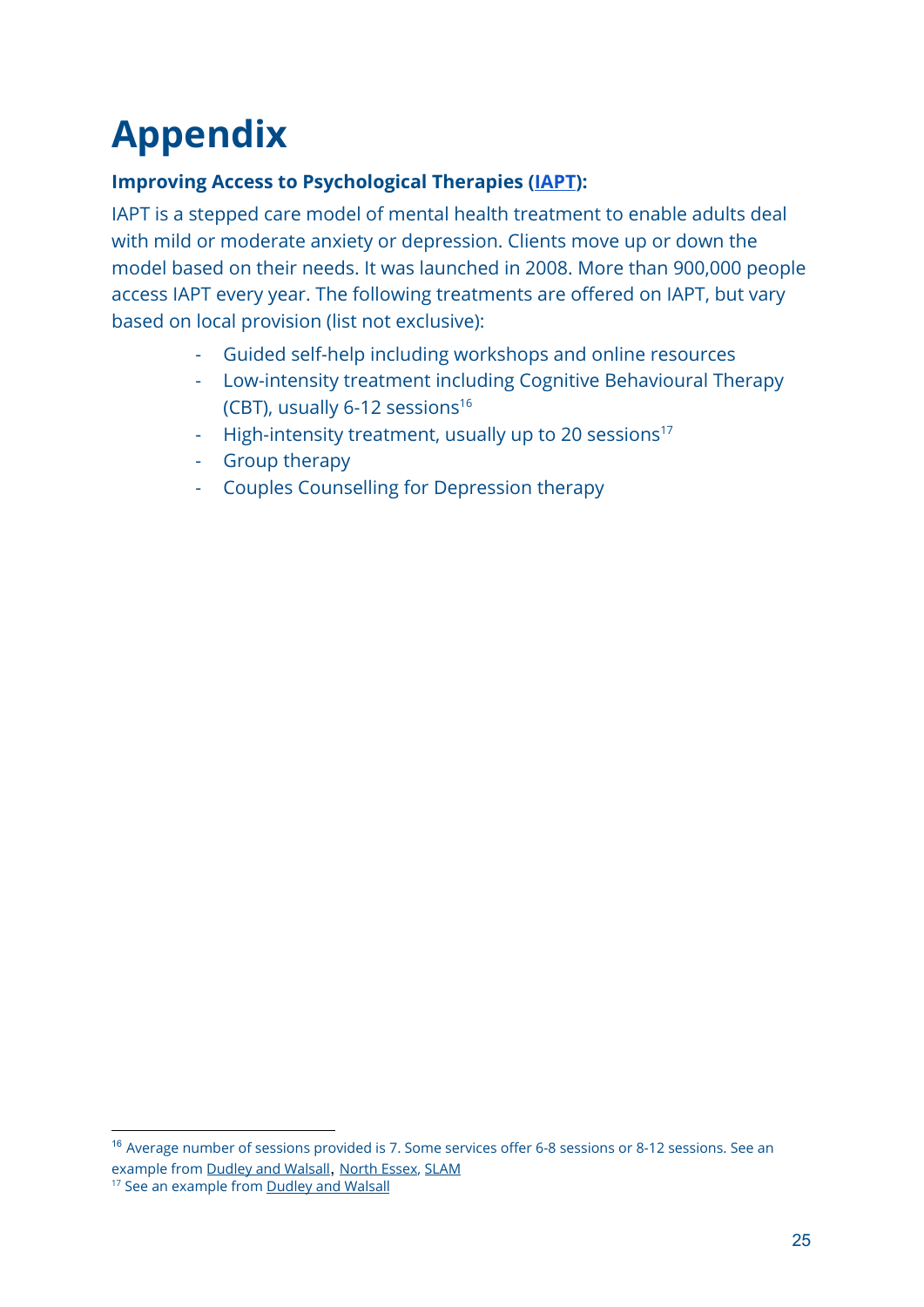# Appendix

**Improving Access to Psychological Therapies (IAPT):**

IAPT is a stepped care model of mental health treatment to enable adults deal with mild or moderate anxiety or depression. Clients move up or down the model based on their needs. It was launched in 2008. More than 900,000 people access IAPT every year. The following treatments are offered on IAPT, but vary based on local provision (list not exclusive):

- Guided self-help including workshops and online resources
- Low-intensity treatment including Cognitive Behavioural Therapy (CBT), usually 6-12 sessions[16]
- High-intensity treatment, usually up to 20 sessions[17]
- Group therapy
- Couples Counselling for Depression therapy

---

[16] Average number of sessions provided is 7. Some services offer 6-8 sessions or 8-12 sessions. See an example from Dudley and Walsall, North Essex, SLAM

[17] See an example from Dudley and Walsall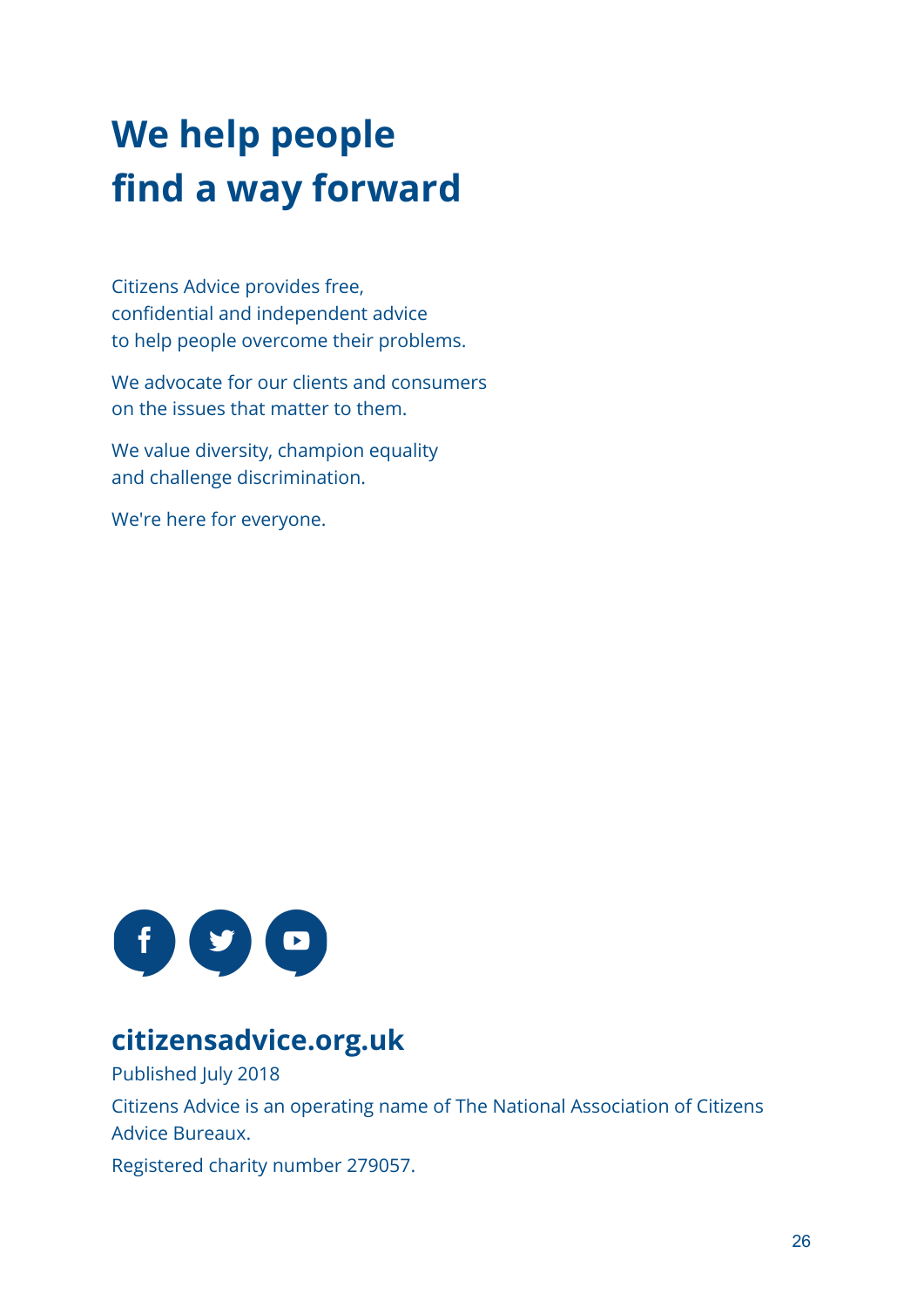# We help people find a way forward

Citizens Advice provides free, confidential and independent advice to help people overcome their problems.

We advocate for our clients and consumers on the issues that matter to them.

We value diversity, champion equality and challenge discrimination.

We're here for everyone.

**citizensadvice.org.uk**

Published July 2018

Citizens Advice is an operating name of The National Association of Citizens Advice Bureaux.

Registered charity number 279057.